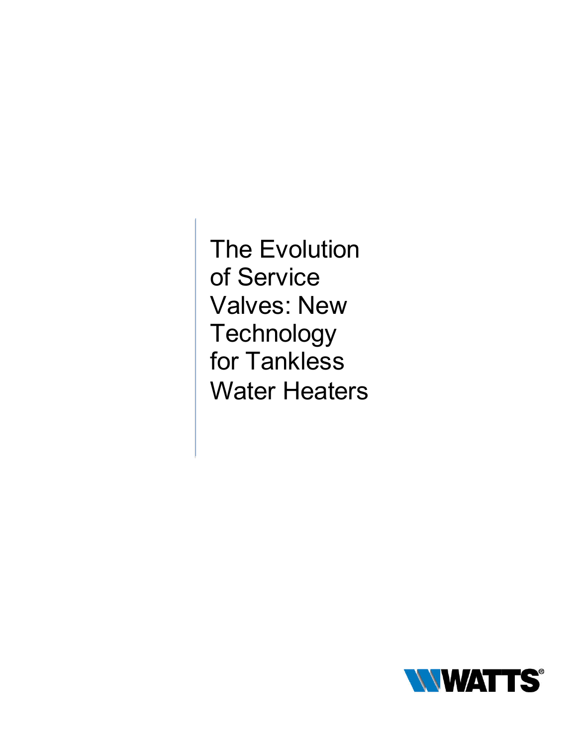# The Evolution of Service Valves: New Technology for Tankless Water Heaters

WATTS®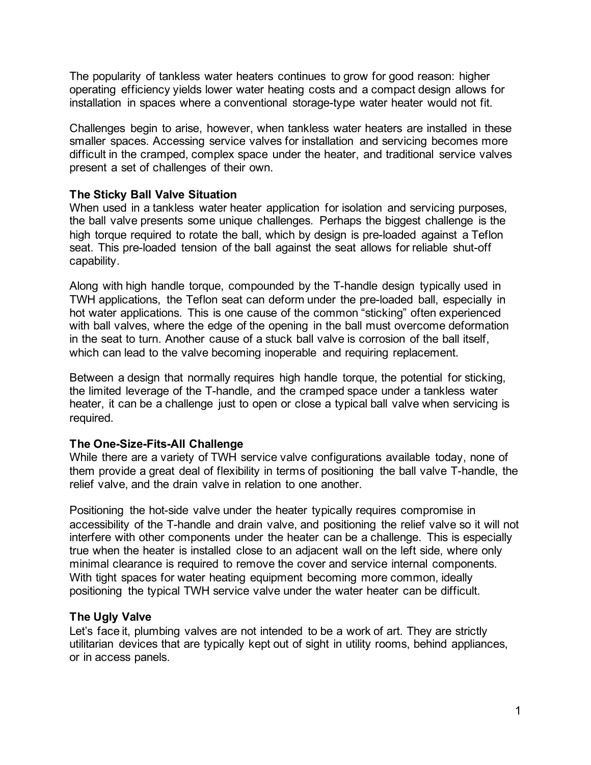The popularity of tankless water heaters continues to grow for good reason: higher operating efficiency yields lower water heating costs and a compact design allows for installation in spaces where a conventional storage-type water heater would not fit.

Challenges begin to arise, however, when tankless water heaters are installed in these smaller spaces. Accessing service valves for installation and servicing becomes more difficult in the cramped, complex space under the heater, and traditional service valves present a set of challenges of their own.

### The Sticky Ball Valve Situation

When used in a tankless water heater application for isolation and servicing purposes, the ball valve presents some unique challenges. Perhaps the biggest challenge is the high torque required to rotate the ball, which by design is pre-loaded against a Teflon seat. This pre-loaded tension of the ball against the seat allows for reliable shut-off capability.

Along with high handle torque, compounded by the T-handle design typically used in TWH applications, the Teflon seat can deform under the pre-loaded ball, especially in hot water applications. This is one cause of the common "sticking" often experienced with ball valves, where the edge of the opening in the ball must overcome deformation in the seat to turn. Another cause of a stuck ball valve is corrosion of the ball itself, which can lead to the valve becoming inoperable and requiring replacement.

Between a design that normally requires high handle torque, the potential for sticking, the limited leverage of the T-handle, and the cramped space under a tankless water heater, it can be a challenge just to open or close a typical ball valve when servicing is required.

### The One-Size-Fits-All Challenge

While there are a variety of TWH service valve configurations available today, none of them provide a great deal of flexibility in terms of positioning the ball valve T-handle, the relief valve, and the drain valve in relation to one another.

Positioning the hot-side valve under the heater typically requires compromise in accessibility of the T-handle and drain valve, and positioning the relief valve so it will not interfere with other components under the heater can be a challenge. This is especially true when the heater is installed close to an adjacent wall on the left side, where only minimal clearance is required to remove the cover and service internal components. With tight spaces for water heating equipment becoming more common, ideally positioning the typical TWH service valve under the water heater can be difficult.

### The Ugly Valve

Let's face it, plumbing valves are not intended to be a work of art. They are strictly utilitarian devices that are typically kept out of sight in utility rooms, behind appliances, or in access panels.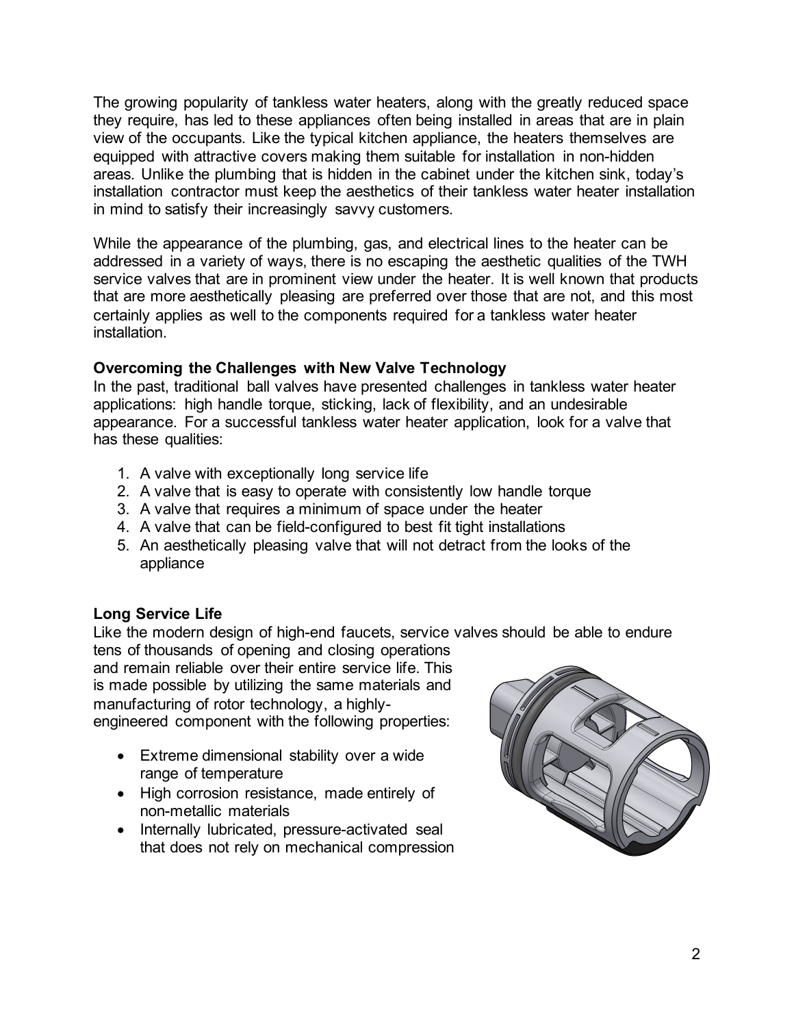The growing popularity of tankless water heaters, along with the greatly reduced space they require, has led to these appliances often being installed in areas that are in plain view of the occupants. Like the typical kitchen appliance, the heaters themselves are equipped with attractive covers making them suitable for installation in non-hidden areas. Unlike the plumbing that is hidden in the cabinet under the kitchen sink, today's installation contractor must keep the aesthetics of their tankless water heater installation in mind to satisfy their increasingly savvy customers.

While the appearance of the plumbing, gas, and electrical lines to the heater can be addressed in a variety of ways, there is no escaping the aesthetic qualities of the TWH service valves that are in prominent view under the heater. It is well known that products that are more aesthetically pleasing are preferred over those that are not, and this most certainly applies as well to the components required for a tankless water heater installation.

**Overcoming the Challenges with New Valve Technology**

In the past, traditional ball valves have presented challenges in tankless water heater applications: high handle torque, sticking, lack of flexibility, and an undesirable appearance. For a successful tankless water heater application, look for a valve that has these qualities:

1. A valve with exceptionally long service life
2. A valve that is easy to operate with consistently low handle torque
3. A valve that requires a minimum of space under the heater
4. A valve that can be field-configured to best fit tight installations
5. An aesthetically pleasing valve that will not detract from the looks of the appliance

**Long Service Life**

Like the modern design of high-end faucets, service valves should be able to endure tens of thousands of opening and closing operations and remain reliable over their entire service life. This is made possible by utilizing the same materials and manufacturing of rotor technology, a highly-engineered component with the following properties:

- Extreme dimensional stability over a wide range of temperature
- High corrosion resistance, made entirely of non-metallic materials
- Internally lubricated, pressure-activated seal that does not rely on mechanical compression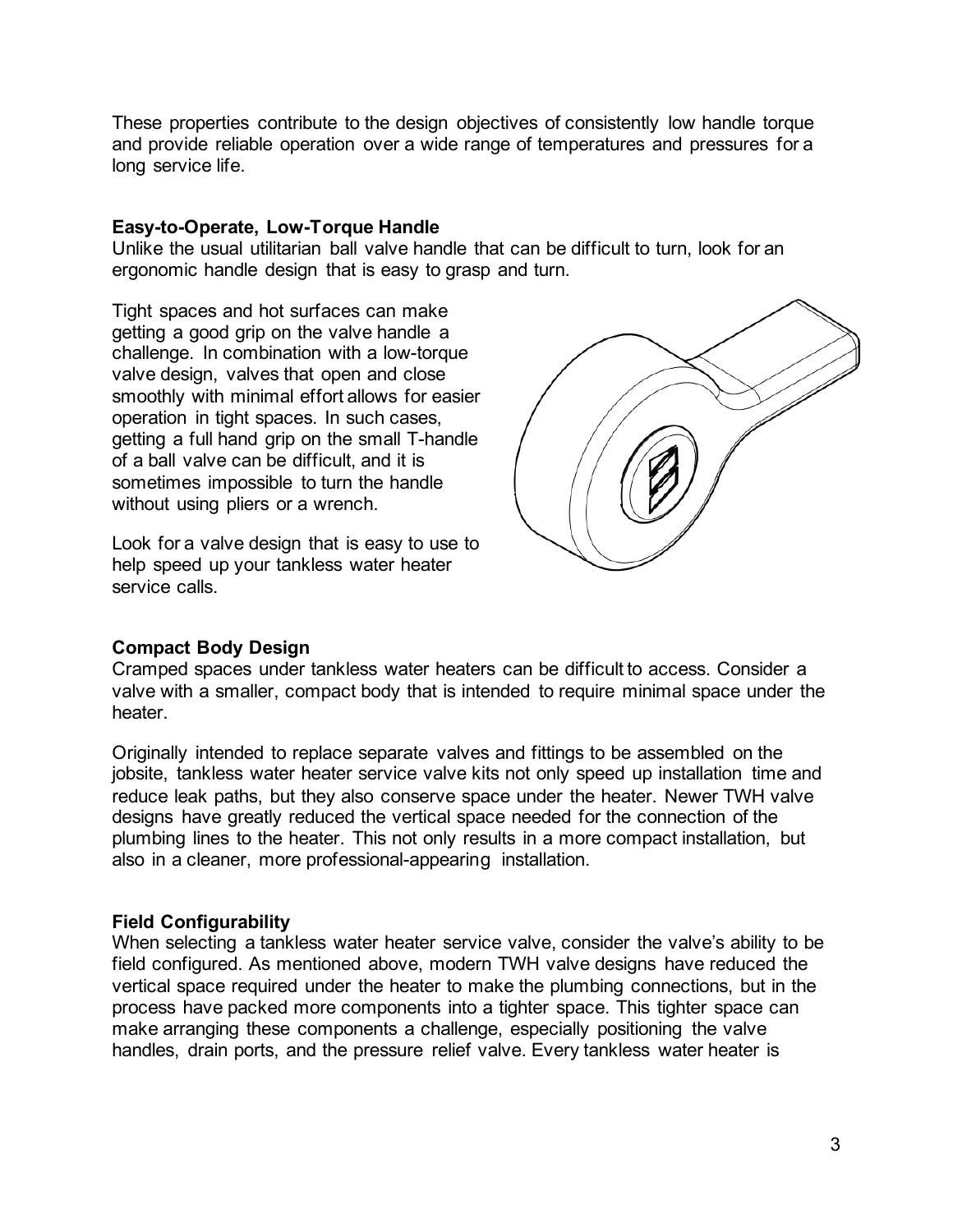These properties contribute to the design objectives of consistently low handle torque and provide reliable operation over a wide range of temperatures and pressures for a long service life.

**Easy-to-Operate, Low-Torque Handle**

Unlike the usual utilitarian ball valve handle that can be difficult to turn, look for an ergonomic handle design that is easy to grasp and turn.

Tight spaces and hot surfaces can make getting a good grip on the valve handle a challenge. In combination with a low-torque valve design, valves that open and close smoothly with minimal effort allows for easier operation in tight spaces. In such cases, getting a full hand grip on the small T-handle of a ball valve can be difficult, and it is sometimes impossible to turn the handle without using pliers or a wrench.

Look for a valve design that is easy to use to help speed up your tankless water heater service calls.

**Compact Body Design**

Cramped spaces under tankless water heaters can be difficult to access. Consider a valve with a smaller, compact body that is intended to require minimal space under the heater.

Originally intended to replace separate valves and fittings to be assembled on the jobsite, tankless water heater service valve kits not only speed up installation time and reduce leak paths, but they also conserve space under the heater. Newer TWH valve designs have greatly reduced the vertical space needed for the connection of the plumbing lines to the heater. This not only results in a more compact installation, but also in a cleaner, more professional-appearing installation.

**Field Configurability**

When selecting a tankless water heater service valve, consider the valve's ability to be field configured. As mentioned above, modern TWH valve designs have reduced the vertical space required under the heater to make the plumbing connections, but in the process have packed more components into a tighter space. This tighter space can make arranging these components a challenge, especially positioning the valve handles, drain ports, and the pressure relief valve. Every tankless water heater is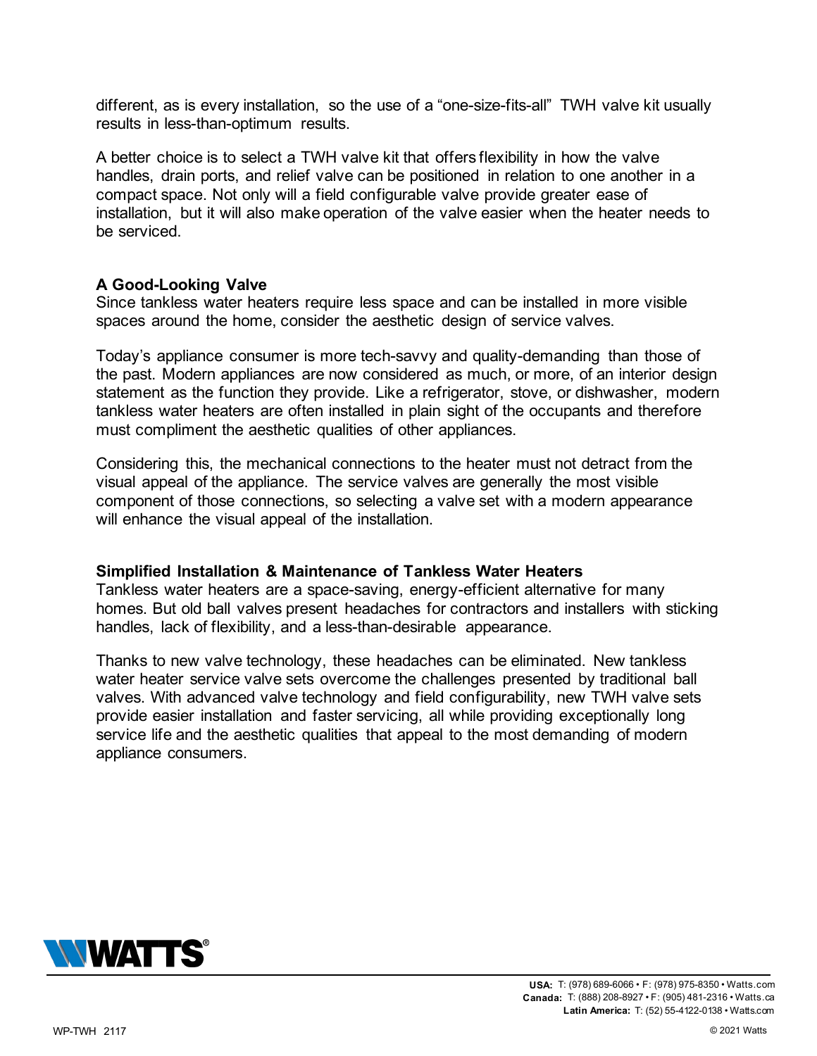different, as is every installation, so the use of a "one-size-fits-all" TWH valve kit usually results in less-than-optimum results.

A better choice is to select a TWH valve kit that offers flexibility in how the valve handles, drain ports, and relief valve can be positioned in relation to one another in a compact space. Not only will a field configurable valve provide greater ease of installation, but it will also make operation of the valve easier when the heater needs to be serviced.

**A Good-Looking Valve**

Since tankless water heaters require less space and can be installed in more visible spaces around the home, consider the aesthetic design of service valves.

Today's appliance consumer is more tech-savvy and quality-demanding than those of the past. Modern appliances are now considered as much, or more, of an interior design statement as the function they provide. Like a refrigerator, stove, or dishwasher, modern tankless water heaters are often installed in plain sight of the occupants and therefore must compliment the aesthetic qualities of other appliances.

Considering this, the mechanical connections to the heater must not detract from the visual appeal of the appliance. The service valves are generally the most visible component of those connections, so selecting a valve set with a modern appearance will enhance the visual appeal of the installation.

**Simplified Installation & Maintenance of Tankless Water Heaters**

Tankless water heaters are a space-saving, energy-efficient alternative for many homes. But old ball valves present headaches for contractors and installers with sticking handles, lack of flexibility, and a less-than-desirable appearance.

Thanks to new valve technology, these headaches can be eliminated. New tankless water heater service valve sets overcome the challenges presented by traditional ball valves. With advanced valve technology and field configurability, new TWH valve sets provide easier installation and faster servicing, all while providing exceptionally long service life and the aesthetic qualities that appeal to the most demanding of modern appliance consumers.

WATTS®

**USA:** T: (978) 689-6066 • F: (978) 975-8350 • Watts.com
**Canada:** T: (888) 208-8927 • F: (905) 481-2316 • Watts.ca
**Latin America:** T: (52) 55-4122-0138 • Watts.com

WP-TWH 2117

© 2021 Watts